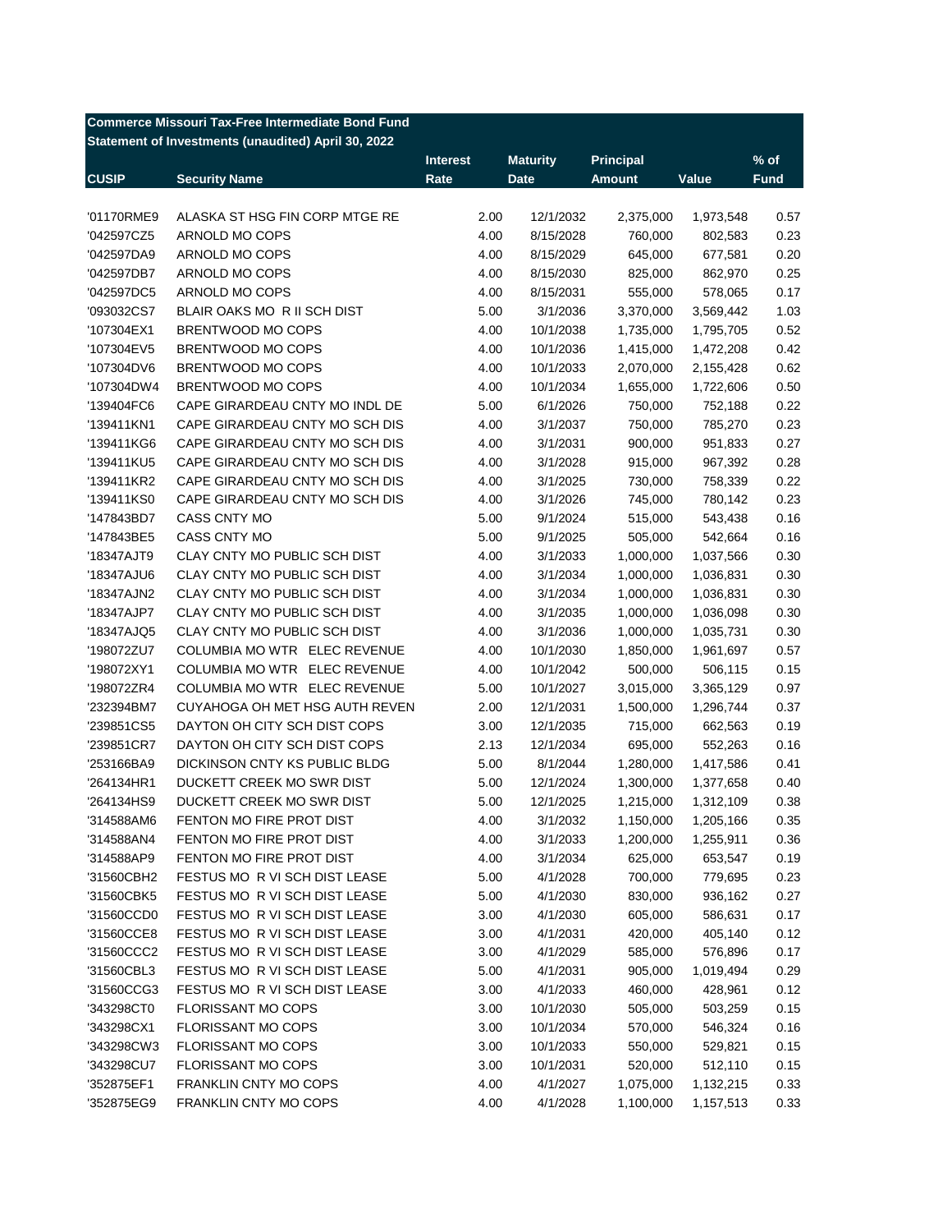**Commerce Missouri Tax-Free Intermediate Bond Fund**
**Statement of Investments (unaudited) April 30, 2022**

| CUSIP | Security Name | Interest Rate | Maturity Date | Principal Amount | Value | % of Fund |
|---|---|---|---|---|---|---|
| '01170RME9 | ALASKA ST HSG FIN CORP MTGE RE | 2.00 | 12/1/2032 | 2,375,000 | 1,973,548 | 0.57 |
| '042597CZ5 | ARNOLD MO COPS | 4.00 | 8/15/2028 | 760,000 | 802,583 | 0.23 |
| '042597DA9 | ARNOLD MO COPS | 4.00 | 8/15/2029 | 645,000 | 677,581 | 0.20 |
| '042597DB7 | ARNOLD MO COPS | 4.00 | 8/15/2030 | 825,000 | 862,970 | 0.25 |
| '042597DC5 | ARNOLD MO COPS | 4.00 | 8/15/2031 | 555,000 | 578,065 | 0.17 |
| '093032CS7 | BLAIR OAKS MO R II SCH DIST | 5.00 | 3/1/2036 | 3,370,000 | 3,569,442 | 1.03 |
| '107304EX1 | BRENTWOOD MO COPS | 4.00 | 10/1/2038 | 1,735,000 | 1,795,705 | 0.52 |
| '107304EV5 | BRENTWOOD MO COPS | 4.00 | 10/1/2036 | 1,415,000 | 1,472,208 | 0.42 |
| '107304DV6 | BRENTWOOD MO COPS | 4.00 | 10/1/2033 | 2,070,000 | 2,155,428 | 0.62 |
| '107304DW4 | BRENTWOOD MO COPS | 4.00 | 10/1/2034 | 1,655,000 | 1,722,606 | 0.50 |
| '139404FC6 | CAPE GIRARDEAU CNTY MO INDL DE | 5.00 | 6/1/2026 | 750,000 | 752,188 | 0.22 |
| '139411KN1 | CAPE GIRARDEAU CNTY MO SCH DIS | 4.00 | 3/1/2037 | 750,000 | 785,270 | 0.23 |
| '139411KG6 | CAPE GIRARDEAU CNTY MO SCH DIS | 4.00 | 3/1/2031 | 900,000 | 951,833 | 0.27 |
| '139411KU5 | CAPE GIRARDEAU CNTY MO SCH DIS | 4.00 | 3/1/2028 | 915,000 | 967,392 | 0.28 |
| '139411KR2 | CAPE GIRARDEAU CNTY MO SCH DIS | 4.00 | 3/1/2025 | 730,000 | 758,339 | 0.22 |
| '139411KS0 | CAPE GIRARDEAU CNTY MO SCH DIS | 4.00 | 3/1/2026 | 745,000 | 780,142 | 0.23 |
| '147843BD7 | CASS CNTY MO | 5.00 | 9/1/2024 | 515,000 | 543,438 | 0.16 |
| '147843BE5 | CASS CNTY MO | 5.00 | 9/1/2025 | 505,000 | 542,664 | 0.16 |
| '18347AJT9 | CLAY CNTY MO PUBLIC SCH DIST | 4.00 | 3/1/2033 | 1,000,000 | 1,037,566 | 0.30 |
| '18347AJU6 | CLAY CNTY MO PUBLIC SCH DIST | 4.00 | 3/1/2034 | 1,000,000 | 1,036,831 | 0.30 |
| '18347AJN2 | CLAY CNTY MO PUBLIC SCH DIST | 4.00 | 3/1/2034 | 1,000,000 | 1,036,831 | 0.30 |
| '18347AJP7 | CLAY CNTY MO PUBLIC SCH DIST | 4.00 | 3/1/2035 | 1,000,000 | 1,036,098 | 0.30 |
| '18347AJQ5 | CLAY CNTY MO PUBLIC SCH DIST | 4.00 | 3/1/2036 | 1,000,000 | 1,035,731 | 0.30 |
| '198072ZU7 | COLUMBIA MO WTR ELEC REVENUE | 4.00 | 10/1/2030 | 1,850,000 | 1,961,697 | 0.57 |
| '198072XY1 | COLUMBIA MO WTR ELEC REVENUE | 4.00 | 10/1/2042 | 500,000 | 506,115 | 0.15 |
| '198072ZR4 | COLUMBIA MO WTR ELEC REVENUE | 5.00 | 10/1/2027 | 3,015,000 | 3,365,129 | 0.97 |
| '232394BM7 | CUYAHOGA OH MET HSG AUTH REVEN | 2.00 | 12/1/2031 | 1,500,000 | 1,296,744 | 0.37 |
| '239851CS5 | DAYTON OH CITY SCH DIST COPS | 3.00 | 12/1/2035 | 715,000 | 662,563 | 0.19 |
| '239851CR7 | DAYTON OH CITY SCH DIST COPS | 2.13 | 12/1/2034 | 695,000 | 552,263 | 0.16 |
| '253166BA9 | DICKINSON CNTY KS PUBLIC BLDG | 5.00 | 8/1/2044 | 1,280,000 | 1,417,586 | 0.41 |
| '264134HR1 | DUCKETT CREEK MO SWR DIST | 5.00 | 12/1/2024 | 1,300,000 | 1,377,658 | 0.40 |
| '264134HS9 | DUCKETT CREEK MO SWR DIST | 5.00 | 12/1/2025 | 1,215,000 | 1,312,109 | 0.38 |
| '314588AM6 | FENTON MO FIRE PROT DIST | 4.00 | 3/1/2032 | 1,150,000 | 1,205,166 | 0.35 |
| '314588AN4 | FENTON MO FIRE PROT DIST | 4.00 | 3/1/2033 | 1,200,000 | 1,255,911 | 0.36 |
| '314588AP9 | FENTON MO FIRE PROT DIST | 4.00 | 3/1/2034 | 625,000 | 653,547 | 0.19 |
| '31560CBH2 | FESTUS MO R VI SCH DIST LEASE | 5.00 | 4/1/2028 | 700,000 | 779,695 | 0.23 |
| '31560CBK5 | FESTUS MO R VI SCH DIST LEASE | 5.00 | 4/1/2030 | 830,000 | 936,162 | 0.27 |
| '31560CCD0 | FESTUS MO R VI SCH DIST LEASE | 3.00 | 4/1/2030 | 605,000 | 586,631 | 0.17 |
| '31560CCE8 | FESTUS MO R VI SCH DIST LEASE | 3.00 | 4/1/2031 | 420,000 | 405,140 | 0.12 |
| '31560CCC2 | FESTUS MO R VI SCH DIST LEASE | 3.00 | 4/1/2029 | 585,000 | 576,896 | 0.17 |
| '31560CBL3 | FESTUS MO R VI SCH DIST LEASE | 5.00 | 4/1/2031 | 905,000 | 1,019,494 | 0.29 |
| '31560CCG3 | FESTUS MO R VI SCH DIST LEASE | 3.00 | 4/1/2033 | 460,000 | 428,961 | 0.12 |
| '343298CT0 | FLORISSANT MO COPS | 3.00 | 10/1/2030 | 505,000 | 503,259 | 0.15 |
| '343298CX1 | FLORISSANT MO COPS | 3.00 | 10/1/2034 | 570,000 | 546,324 | 0.16 |
| '343298CW3 | FLORISSANT MO COPS | 3.00 | 10/1/2033 | 550,000 | 529,821 | 0.15 |
| '343298CU7 | FLORISSANT MO COPS | 3.00 | 10/1/2031 | 520,000 | 512,110 | 0.15 |
| '352875EF1 | FRANKLIN CNTY MO COPS | 4.00 | 4/1/2027 | 1,075,000 | 1,132,215 | 0.33 |
| '352875EG9 | FRANKLIN CNTY MO COPS | 4.00 | 4/1/2028 | 1,100,000 | 1,157,513 | 0.33 |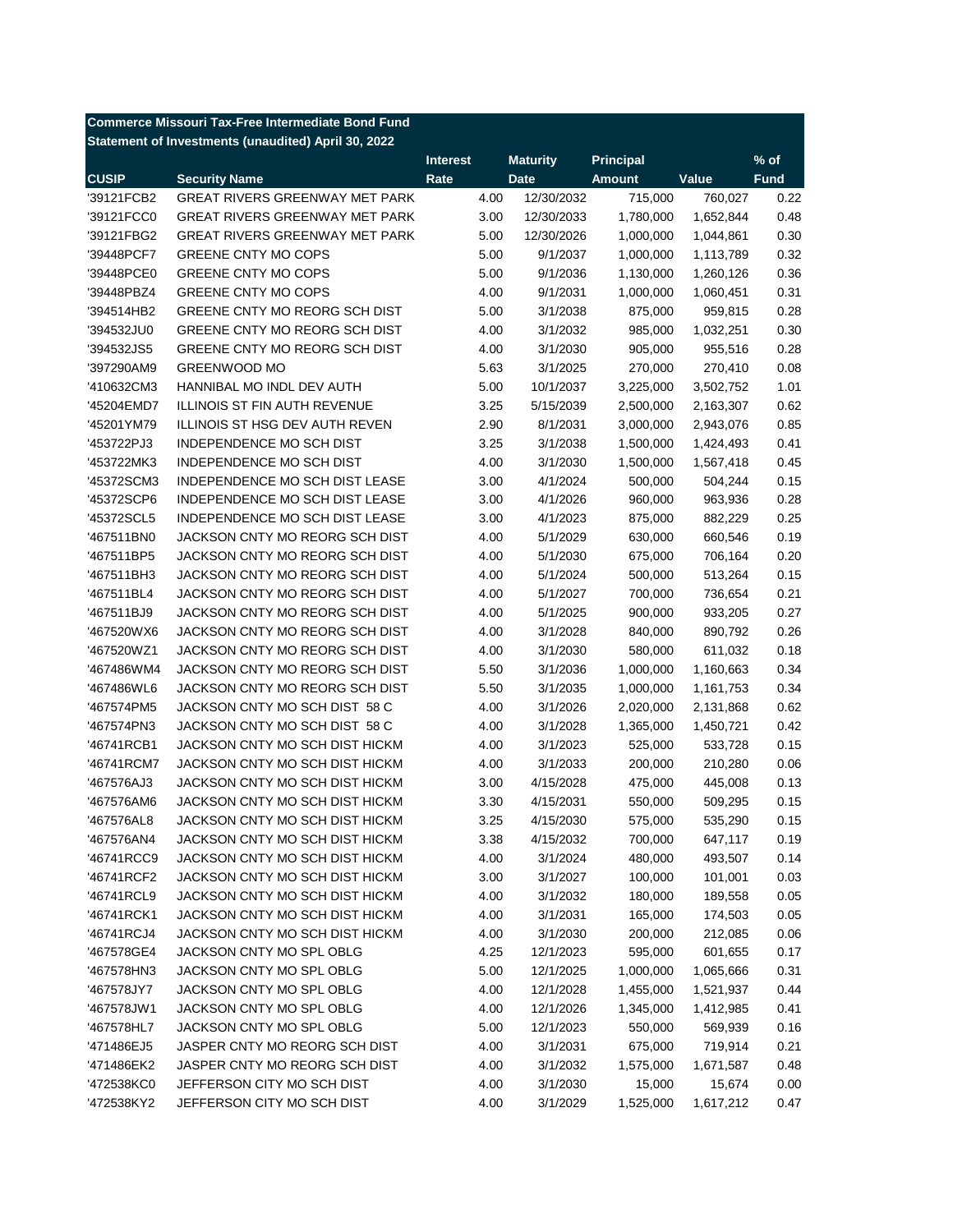**Commerce Missouri Tax-Free Intermediate Bond Fund**
**Statement of Investments (unaudited) April 30, 2022**

| CUSIP | Security Name | Interest Rate | Maturity Date | Principal Amount | Value | % of Fund |
|---|---|---|---|---|---|---|
| '39121FCB2 | GREAT RIVERS GREENWAY MET PARK | 4.00 | 12/30/2032 | 715,000 | 760,027 | 0.22 |
| '39121FCC0 | GREAT RIVERS GREENWAY MET PARK | 3.00 | 12/30/2033 | 1,780,000 | 1,652,844 | 0.48 |
| '39121FBG2 | GREAT RIVERS GREENWAY MET PARK | 5.00 | 12/30/2026 | 1,000,000 | 1,044,861 | 0.30 |
| '39448PCF7 | GREENE CNTY MO COPS | 5.00 | 9/1/2037 | 1,000,000 | 1,113,789 | 0.32 |
| '39448PCE0 | GREENE CNTY MO COPS | 5.00 | 9/1/2036 | 1,130,000 | 1,260,126 | 0.36 |
| '39448PBZ4 | GREENE CNTY MO COPS | 4.00 | 9/1/2031 | 1,000,000 | 1,060,451 | 0.31 |
| '394514HB2 | GREENE CNTY MO REORG SCH DIST | 5.00 | 3/1/2038 | 875,000 | 959,815 | 0.28 |
| '394532JU0 | GREENE CNTY MO REORG SCH DIST | 4.00 | 3/1/2032 | 985,000 | 1,032,251 | 0.30 |
| '394532JS5 | GREENE CNTY MO REORG SCH DIST | 4.00 | 3/1/2030 | 905,000 | 955,516 | 0.28 |
| '397290AM9 | GREENWOOD MO | 5.63 | 3/1/2025 | 270,000 | 270,410 | 0.08 |
| '410632CM3 | HANNIBAL MO INDL DEV AUTH | 5.00 | 10/1/2037 | 3,225,000 | 3,502,752 | 1.01 |
| '45204EMD7 | ILLINOIS ST FIN AUTH REVENUE | 3.25 | 5/15/2039 | 2,500,000 | 2,163,307 | 0.62 |
| '45201YM79 | ILLINOIS ST HSG DEV AUTH REVEN | 2.90 | 8/1/2031 | 3,000,000 | 2,943,076 | 0.85 |
| '453722PJ3 | INDEPENDENCE MO SCH DIST | 3.25 | 3/1/2038 | 1,500,000 | 1,424,493 | 0.41 |
| '453722MK3 | INDEPENDENCE MO SCH DIST | 4.00 | 3/1/2030 | 1,500,000 | 1,567,418 | 0.45 |
| '45372SCM3 | INDEPENDENCE MO SCH DIST LEASE | 3.00 | 4/1/2024 | 500,000 | 504,244 | 0.15 |
| '45372SCP6 | INDEPENDENCE MO SCH DIST LEASE | 3.00 | 4/1/2026 | 960,000 | 963,936 | 0.28 |
| '45372SCL5 | INDEPENDENCE MO SCH DIST LEASE | 3.00 | 4/1/2023 | 875,000 | 882,229 | 0.25 |
| '467511BN0 | JACKSON CNTY MO REORG SCH DIST | 4.00 | 5/1/2029 | 630,000 | 660,546 | 0.19 |
| '467511BP5 | JACKSON CNTY MO REORG SCH DIST | 4.00 | 5/1/2030 | 675,000 | 706,164 | 0.20 |
| '467511BH3 | JACKSON CNTY MO REORG SCH DIST | 4.00 | 5/1/2024 | 500,000 | 513,264 | 0.15 |
| '467511BL4 | JACKSON CNTY MO REORG SCH DIST | 4.00 | 5/1/2027 | 700,000 | 736,654 | 0.21 |
| '467511BJ9 | JACKSON CNTY MO REORG SCH DIST | 4.00 | 5/1/2025 | 900,000 | 933,205 | 0.27 |
| '467520WX6 | JACKSON CNTY MO REORG SCH DIST | 4.00 | 3/1/2028 | 840,000 | 890,792 | 0.26 |
| '467520WZ1 | JACKSON CNTY MO REORG SCH DIST | 4.00 | 3/1/2030 | 580,000 | 611,032 | 0.18 |
| '467486WM4 | JACKSON CNTY MO REORG SCH DIST | 5.50 | 3/1/2036 | 1,000,000 | 1,160,663 | 0.34 |
| '467486WL6 | JACKSON CNTY MO REORG SCH DIST | 5.50 | 3/1/2035 | 1,000,000 | 1,161,753 | 0.34 |
| '467574PM5 | JACKSON CNTY MO SCH DIST 58 C | 4.00 | 3/1/2026 | 2,020,000 | 2,131,868 | 0.62 |
| '467574PN3 | JACKSON CNTY MO SCH DIST 58 C | 4.00 | 3/1/2028 | 1,365,000 | 1,450,721 | 0.42 |
| '46741RCB1 | JACKSON CNTY MO SCH DIST HICKM | 4.00 | 3/1/2023 | 525,000 | 533,728 | 0.15 |
| '46741RCM7 | JACKSON CNTY MO SCH DIST HICKM | 4.00 | 3/1/2033 | 200,000 | 210,280 | 0.06 |
| '467576AJ3 | JACKSON CNTY MO SCH DIST HICKM | 3.00 | 4/15/2028 | 475,000 | 445,008 | 0.13 |
| '467576AM6 | JACKSON CNTY MO SCH DIST HICKM | 3.30 | 4/15/2031 | 550,000 | 509,295 | 0.15 |
| '467576AL8 | JACKSON CNTY MO SCH DIST HICKM | 3.25 | 4/15/2030 | 575,000 | 535,290 | 0.15 |
| '467576AN4 | JACKSON CNTY MO SCH DIST HICKM | 3.38 | 4/15/2032 | 700,000 | 647,117 | 0.19 |
| '46741RCC9 | JACKSON CNTY MO SCH DIST HICKM | 4.00 | 3/1/2024 | 480,000 | 493,507 | 0.14 |
| '46741RCF2 | JACKSON CNTY MO SCH DIST HICKM | 3.00 | 3/1/2027 | 100,000 | 101,001 | 0.03 |
| '46741RCL9 | JACKSON CNTY MO SCH DIST HICKM | 4.00 | 3/1/2032 | 180,000 | 189,558 | 0.05 |
| '46741RCK1 | JACKSON CNTY MO SCH DIST HICKM | 4.00 | 3/1/2031 | 165,000 | 174,503 | 0.05 |
| '46741RCJ4 | JACKSON CNTY MO SCH DIST HICKM | 4.00 | 3/1/2030 | 200,000 | 212,085 | 0.06 |
| '467578GE4 | JACKSON CNTY MO SPL OBLG | 4.25 | 12/1/2023 | 595,000 | 601,655 | 0.17 |
| '467578HN3 | JACKSON CNTY MO SPL OBLG | 5.00 | 12/1/2025 | 1,000,000 | 1,065,666 | 0.31 |
| '467578JY7 | JACKSON CNTY MO SPL OBLG | 4.00 | 12/1/2028 | 1,455,000 | 1,521,937 | 0.44 |
| '467578JW1 | JACKSON CNTY MO SPL OBLG | 4.00 | 12/1/2026 | 1,345,000 | 1,412,985 | 0.41 |
| '467578HL7 | JACKSON CNTY MO SPL OBLG | 5.00 | 12/1/2023 | 550,000 | 569,939 | 0.16 |
| '471486EJ5 | JASPER CNTY MO REORG SCH DIST | 4.00 | 3/1/2031 | 675,000 | 719,914 | 0.21 |
| '471486EK2 | JASPER CNTY MO REORG SCH DIST | 4.00 | 3/1/2032 | 1,575,000 | 1,671,587 | 0.48 |
| '472538KC0 | JEFFERSON CITY MO SCH DIST | 4.00 | 3/1/2030 | 15,000 | 15,674 | 0.00 |
| '472538KY2 | JEFFERSON CITY MO SCH DIST | 4.00 | 3/1/2029 | 1,525,000 | 1,617,212 | 0.47 |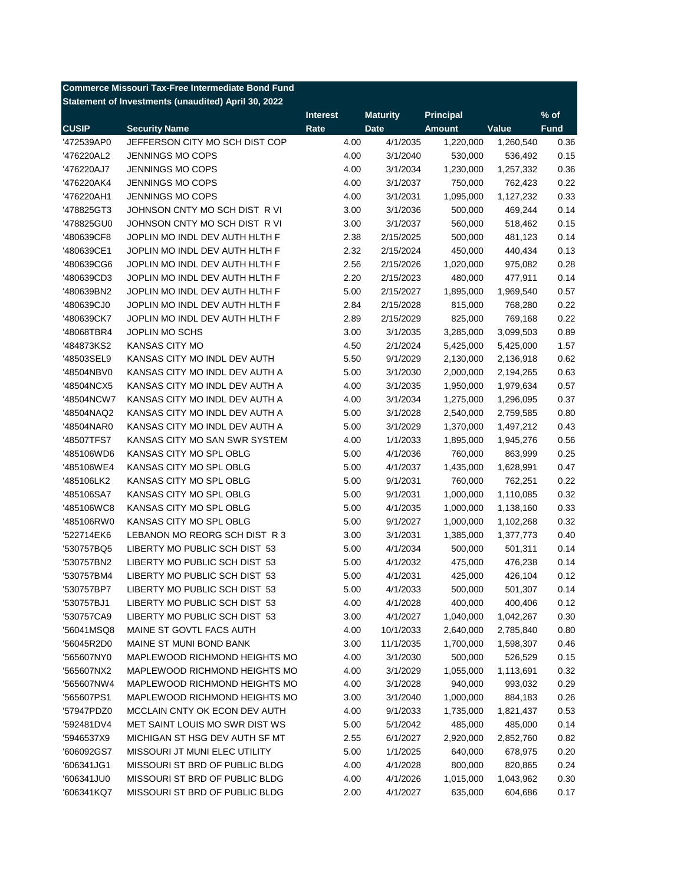**Commerce Missouri Tax-Free Intermediate Bond Fund**
**Statement of Investments (unaudited) April 30, 2022**

| CUSIP | Security Name | Interest Rate | Maturity Date | Principal Amount | Value | % of Fund |
|---|---|---|---|---|---|---|
| '472539AP0 | JEFFERSON CITY MO SCH DIST COP | 4.00 | 4/1/2035 | 1,220,000 | 1,260,540 | 0.36 |
| '476220AL2 | JENNINGS MO COPS | 4.00 | 3/1/2040 | 530,000 | 536,492 | 0.15 |
| '476220AJ7 | JENNINGS MO COPS | 4.00 | 3/1/2034 | 1,230,000 | 1,257,332 | 0.36 |
| '476220AK4 | JENNINGS MO COPS | 4.00 | 3/1/2037 | 750,000 | 762,423 | 0.22 |
| '476220AH1 | JENNINGS MO COPS | 4.00 | 3/1/2031 | 1,095,000 | 1,127,232 | 0.33 |
| '478825GT3 | JOHNSON CNTY MO SCH DIST R VI | 3.00 | 3/1/2036 | 500,000 | 469,244 | 0.14 |
| '478825GU0 | JOHNSON CNTY MO SCH DIST R VI | 3.00 | 3/1/2037 | 560,000 | 518,462 | 0.15 |
| '480639CF8 | JOPLIN MO INDL DEV AUTH HLTH F | 2.38 | 2/15/2025 | 500,000 | 481,123 | 0.14 |
| '480639CE1 | JOPLIN MO INDL DEV AUTH HLTH F | 2.32 | 2/15/2024 | 450,000 | 440,434 | 0.13 |
| '480639CG6 | JOPLIN MO INDL DEV AUTH HLTH F | 2.56 | 2/15/2026 | 1,020,000 | 975,082 | 0.28 |
| '480639CD3 | JOPLIN MO INDL DEV AUTH HLTH F | 2.20 | 2/15/2023 | 480,000 | 477,911 | 0.14 |
| '480639BN2 | JOPLIN MO INDL DEV AUTH HLTH F | 5.00 | 2/15/2027 | 1,895,000 | 1,969,540 | 0.57 |
| '480639CJ0 | JOPLIN MO INDL DEV AUTH HLTH F | 2.84 | 2/15/2028 | 815,000 | 768,280 | 0.22 |
| '480639CK7 | JOPLIN MO INDL DEV AUTH HLTH F | 2.89 | 2/15/2029 | 825,000 | 769,168 | 0.22 |
| '48068TBR4 | JOPLIN MO SCHS | 3.00 | 3/1/2035 | 3,285,000 | 3,099,503 | 0.89 |
| '484873KS2 | KANSAS CITY MO | 4.50 | 2/1/2024 | 5,425,000 | 5,425,000 | 1.57 |
| '48503SEL9 | KANSAS CITY MO INDL DEV AUTH | 5.50 | 9/1/2029 | 2,130,000 | 2,136,918 | 0.62 |
| '48504NBV0 | KANSAS CITY MO INDL DEV AUTH A | 5.00 | 3/1/2030 | 2,000,000 | 2,194,265 | 0.63 |
| '48504NCX5 | KANSAS CITY MO INDL DEV AUTH A | 4.00 | 3/1/2035 | 1,950,000 | 1,979,634 | 0.57 |
| '48504NCW7 | KANSAS CITY MO INDL DEV AUTH A | 4.00 | 3/1/2034 | 1,275,000 | 1,296,095 | 0.37 |
| '48504NAQ2 | KANSAS CITY MO INDL DEV AUTH A | 5.00 | 3/1/2028 | 2,540,000 | 2,759,585 | 0.80 |
| '48504NAR0 | KANSAS CITY MO INDL DEV AUTH A | 5.00 | 3/1/2029 | 1,370,000 | 1,497,212 | 0.43 |
| '48507TFS7 | KANSAS CITY MO SAN SWR SYSTEM | 4.00 | 1/1/2033 | 1,895,000 | 1,945,276 | 0.56 |
| '485106WD6 | KANSAS CITY MO SPL OBLG | 5.00 | 4/1/2036 | 760,000 | 863,999 | 0.25 |
| '485106WE4 | KANSAS CITY MO SPL OBLG | 5.00 | 4/1/2037 | 1,435,000 | 1,628,991 | 0.47 |
| '485106LK2 | KANSAS CITY MO SPL OBLG | 5.00 | 9/1/2031 | 760,000 | 762,251 | 0.22 |
| '485106SA7 | KANSAS CITY MO SPL OBLG | 5.00 | 9/1/2031 | 1,000,000 | 1,110,085 | 0.32 |
| '485106WC8 | KANSAS CITY MO SPL OBLG | 5.00 | 4/1/2035 | 1,000,000 | 1,138,160 | 0.33 |
| '485106RW0 | KANSAS CITY MO SPL OBLG | 5.00 | 9/1/2027 | 1,000,000 | 1,102,268 | 0.32 |
| '522714EK6 | LEBANON MO REORG SCH DIST R 3 | 3.00 | 3/1/2031 | 1,385,000 | 1,377,773 | 0.40 |
| '530757BQ5 | LIBERTY MO PUBLIC SCH DIST 53 | 5.00 | 4/1/2034 | 500,000 | 501,311 | 0.14 |
| '530757BN2 | LIBERTY MO PUBLIC SCH DIST 53 | 5.00 | 4/1/2032 | 475,000 | 476,238 | 0.14 |
| '530757BM4 | LIBERTY MO PUBLIC SCH DIST 53 | 5.00 | 4/1/2031 | 425,000 | 426,104 | 0.12 |
| '530757BP7 | LIBERTY MO PUBLIC SCH DIST 53 | 5.00 | 4/1/2033 | 500,000 | 501,307 | 0.14 |
| '530757BJ1 | LIBERTY MO PUBLIC SCH DIST 53 | 4.00 | 4/1/2028 | 400,000 | 400,406 | 0.12 |
| '530757CA9 | LIBERTY MO PUBLIC SCH DIST 53 | 3.00 | 4/1/2027 | 1,040,000 | 1,042,267 | 0.30 |
| '56041MSQ8 | MAINE ST GOVTL FACS AUTH | 4.00 | 10/1/2033 | 2,640,000 | 2,785,840 | 0.80 |
| '56045R2D0 | MAINE ST MUNI BOND BANK | 3.00 | 11/1/2035 | 1,700,000 | 1,598,307 | 0.46 |
| '565607NY0 | MAPLEWOOD RICHMOND HEIGHTS MO | 4.00 | 3/1/2030 | 500,000 | 526,529 | 0.15 |
| '565607NX2 | MAPLEWOOD RICHMOND HEIGHTS MO | 4.00 | 3/1/2029 | 1,055,000 | 1,113,691 | 0.32 |
| '565607NW4 | MAPLEWOOD RICHMOND HEIGHTS MO | 4.00 | 3/1/2028 | 940,000 | 993,032 | 0.29 |
| '565607PS1 | MAPLEWOOD RICHMOND HEIGHTS MO | 3.00 | 3/1/2040 | 1,000,000 | 884,183 | 0.26 |
| '57947PDZ0 | MCCLAIN CNTY OK ECON DEV AUTH | 4.00 | 9/1/2033 | 1,735,000 | 1,821,437 | 0.53 |
| '592481DV4 | MET SAINT LOUIS MO SWR DIST WS | 5.00 | 5/1/2042 | 485,000 | 485,000 | 0.14 |
| '5946537X9 | MICHIGAN ST HSG DEV AUTH SF MT | 2.55 | 6/1/2027 | 2,920,000 | 2,852,760 | 0.82 |
| '606092GS7 | MISSOURI JT MUNI ELEC UTILITY | 5.00 | 1/1/2025 | 640,000 | 678,975 | 0.20 |
| '606341JG1 | MISSOURI ST BRD OF PUBLIC BLDG | 4.00 | 4/1/2028 | 800,000 | 820,865 | 0.24 |
| '606341JU0 | MISSOURI ST BRD OF PUBLIC BLDG | 4.00 | 4/1/2026 | 1,015,000 | 1,043,962 | 0.30 |
| '606341KQ7 | MISSOURI ST BRD OF PUBLIC BLDG | 2.00 | 4/1/2027 | 635,000 | 604,686 | 0.17 |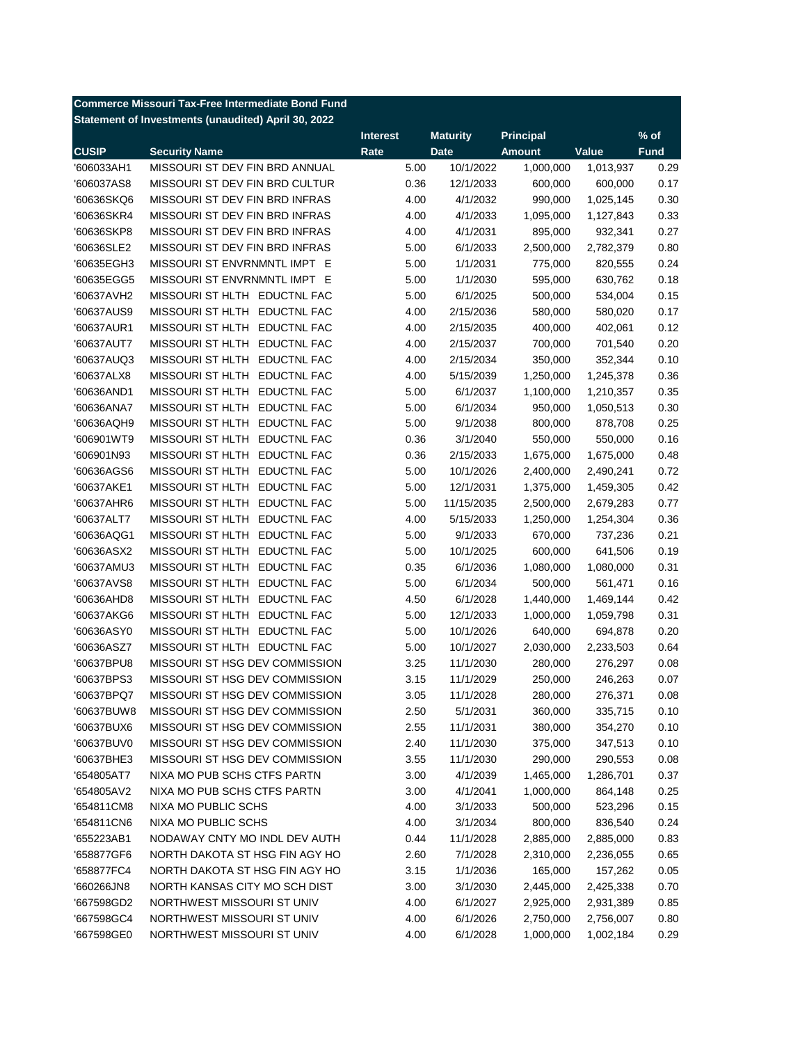**Commerce Missouri Tax-Free Intermediate Bond Fund**
**Statement of Investments (unaudited) April 30, 2022**

| CUSIP | Security Name | Interest Rate | Maturity Date | Principal Amount | Value | % of Fund |
|---|---|---|---|---|---|---|
| '606033AH1 | MISSOURI ST DEV FIN BRD ANNUAL | 5.00 | 10/1/2022 | 1,000,000 | 1,013,937 | 0.29 |
| '606037AS8 | MISSOURI ST DEV FIN BRD CULTUR | 0.36 | 12/1/2033 | 600,000 | 600,000 | 0.17 |
| '60636SKQ6 | MISSOURI ST DEV FIN BRD INFRAS | 4.00 | 4/1/2032 | 990,000 | 1,025,145 | 0.30 |
| '60636SKR4 | MISSOURI ST DEV FIN BRD INFRAS | 4.00 | 4/1/2033 | 1,095,000 | 1,127,843 | 0.33 |
| '60636SKP8 | MISSOURI ST DEV FIN BRD INFRAS | 4.00 | 4/1/2031 | 895,000 | 932,341 | 0.27 |
| '60636SLE2 | MISSOURI ST DEV FIN BRD INFRAS | 5.00 | 6/1/2033 | 2,500,000 | 2,782,379 | 0.80 |
| '60635EGH3 | MISSOURI ST ENVRNMNTL IMPT E | 5.00 | 1/1/2031 | 775,000 | 820,555 | 0.24 |
| '60635EGG5 | MISSOURI ST ENVRNMNTL IMPT E | 5.00 | 1/1/2030 | 595,000 | 630,762 | 0.18 |
| '60637AVH2 | MISSOURI ST HLTH EDUCTNL FAC | 5.00 | 6/1/2025 | 500,000 | 534,004 | 0.15 |
| '60637AUS9 | MISSOURI ST HLTH EDUCTNL FAC | 4.00 | 2/15/2036 | 580,000 | 580,020 | 0.17 |
| '60637AUR1 | MISSOURI ST HLTH EDUCTNL FAC | 4.00 | 2/15/2035 | 400,000 | 402,061 | 0.12 |
| '60637AUT7 | MISSOURI ST HLTH EDUCTNL FAC | 4.00 | 2/15/2037 | 700,000 | 701,540 | 0.20 |
| '60637AUQ3 | MISSOURI ST HLTH EDUCTNL FAC | 4.00 | 2/15/2034 | 350,000 | 352,344 | 0.10 |
| '60637ALX8 | MISSOURI ST HLTH EDUCTNL FAC | 4.00 | 5/15/2039 | 1,250,000 | 1,245,378 | 0.36 |
| '60636AND1 | MISSOURI ST HLTH EDUCTNL FAC | 5.00 | 6/1/2037 | 1,100,000 | 1,210,357 | 0.35 |
| '60636ANA7 | MISSOURI ST HLTH EDUCTNL FAC | 5.00 | 6/1/2034 | 950,000 | 1,050,513 | 0.30 |
| '60636AQH9 | MISSOURI ST HLTH EDUCTNL FAC | 5.00 | 9/1/2038 | 800,000 | 878,708 | 0.25 |
| '606901WT9 | MISSOURI ST HLTH EDUCTNL FAC | 0.36 | 3/1/2040 | 550,000 | 550,000 | 0.16 |
| '606901N93 | MISSOURI ST HLTH EDUCTNL FAC | 0.36 | 2/15/2033 | 1,675,000 | 1,675,000 | 0.48 |
| '60636AGS6 | MISSOURI ST HLTH EDUCTNL FAC | 5.00 | 10/1/2026 | 2,400,000 | 2,490,241 | 0.72 |
| '60637AKE1 | MISSOURI ST HLTH EDUCTNL FAC | 5.00 | 12/1/2031 | 1,375,000 | 1,459,305 | 0.42 |
| '60637AHR6 | MISSOURI ST HLTH EDUCTNL FAC | 5.00 | 11/15/2035 | 2,500,000 | 2,679,283 | 0.77 |
| '60637ALT7 | MISSOURI ST HLTH EDUCTNL FAC | 4.00 | 5/15/2033 | 1,250,000 | 1,254,304 | 0.36 |
| '60636AQG1 | MISSOURI ST HLTH EDUCTNL FAC | 5.00 | 9/1/2033 | 670,000 | 737,236 | 0.21 |
| '60636ASX2 | MISSOURI ST HLTH EDUCTNL FAC | 5.00 | 10/1/2025 | 600,000 | 641,506 | 0.19 |
| '60637AMU3 | MISSOURI ST HLTH EDUCTNL FAC | 0.35 | 6/1/2036 | 1,080,000 | 1,080,000 | 0.31 |
| '60637AVS8 | MISSOURI ST HLTH EDUCTNL FAC | 5.00 | 6/1/2034 | 500,000 | 561,471 | 0.16 |
| '60636AHD8 | MISSOURI ST HLTH EDUCTNL FAC | 4.50 | 6/1/2028 | 1,440,000 | 1,469,144 | 0.42 |
| '60637AKG6 | MISSOURI ST HLTH EDUCTNL FAC | 5.00 | 12/1/2033 | 1,000,000 | 1,059,798 | 0.31 |
| '60636ASY0 | MISSOURI ST HLTH EDUCTNL FAC | 5.00 | 10/1/2026 | 640,000 | 694,878 | 0.20 |
| '60636ASZ7 | MISSOURI ST HLTH EDUCTNL FAC | 5.00 | 10/1/2027 | 2,030,000 | 2,233,503 | 0.64 |
| '60637BPU8 | MISSOURI ST HSG DEV COMMISSION | 3.25 | 11/1/2030 | 280,000 | 276,297 | 0.08 |
| '60637BPS3 | MISSOURI ST HSG DEV COMMISSION | 3.15 | 11/1/2029 | 250,000 | 246,263 | 0.07 |
| '60637BPQ7 | MISSOURI ST HSG DEV COMMISSION | 3.05 | 11/1/2028 | 280,000 | 276,371 | 0.08 |
| '60637BUW8 | MISSOURI ST HSG DEV COMMISSION | 2.50 | 5/1/2031 | 360,000 | 335,715 | 0.10 |
| '60637BUX6 | MISSOURI ST HSG DEV COMMISSION | 2.55 | 11/1/2031 | 380,000 | 354,270 | 0.10 |
| '60637BUV0 | MISSOURI ST HSG DEV COMMISSION | 2.40 | 11/1/2030 | 375,000 | 347,513 | 0.10 |
| '60637BHE3 | MISSOURI ST HSG DEV COMMISSION | 3.55 | 11/1/2030 | 290,000 | 290,553 | 0.08 |
| '654805AT7 | NIXA MO PUB SCHS CTFS PARTN | 3.00 | 4/1/2039 | 1,465,000 | 1,286,701 | 0.37 |
| '654805AV2 | NIXA MO PUB SCHS CTFS PARTN | 3.00 | 4/1/2041 | 1,000,000 | 864,148 | 0.25 |
| '654811CM8 | NIXA MO PUBLIC SCHS | 4.00 | 3/1/2033 | 500,000 | 523,296 | 0.15 |
| '654811CN6 | NIXA MO PUBLIC SCHS | 4.00 | 3/1/2034 | 800,000 | 836,540 | 0.24 |
| '655223AB1 | NODAWAY CNTY MO INDL DEV AUTH | 0.44 | 11/1/2028 | 2,885,000 | 2,885,000 | 0.83 |
| '658877GF6 | NORTH DAKOTA ST HSG FIN AGY HO | 2.60 | 7/1/2028 | 2,310,000 | 2,236,055 | 0.65 |
| '658877FC4 | NORTH DAKOTA ST HSG FIN AGY HO | 3.15 | 1/1/2036 | 165,000 | 157,262 | 0.05 |
| '660266JN8 | NORTH KANSAS CITY MO SCH DIST | 3.00 | 3/1/2030 | 2,445,000 | 2,425,338 | 0.70 |
| '667598GD2 | NORTHWEST MISSOURI ST UNIV | 4.00 | 6/1/2027 | 2,925,000 | 2,931,389 | 0.85 |
| '667598GC4 | NORTHWEST MISSOURI ST UNIV | 4.00 | 6/1/2026 | 2,750,000 | 2,756,007 | 0.80 |
| '667598GE0 | NORTHWEST MISSOURI ST UNIV | 4.00 | 6/1/2028 | 1,000,000 | 1,002,184 | 0.29 |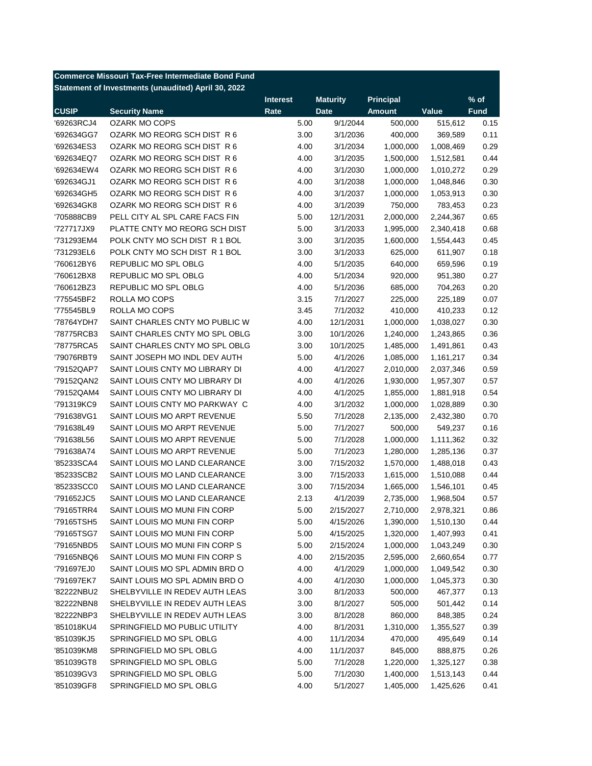**Commerce Missouri Tax-Free Intermediate Bond Fund**
**Statement of Investments (unaudited) April 30, 2022**

| CUSIP | Security Name | Interest Rate | Maturity Date | Principal Amount | Value | % of Fund |
|---|---|---|---|---|---|---|
| '69263RCJ4 | OZARK MO COPS | 5.00 | 9/1/2044 | 500,000 | 515,612 | 0.15 |
| '692634GG7 | OZARK MO REORG SCH DIST R 6 | 3.00 | 3/1/2036 | 400,000 | 369,589 | 0.11 |
| '692634ES3 | OZARK MO REORG SCH DIST R 6 | 4.00 | 3/1/2034 | 1,000,000 | 1,008,469 | 0.29 |
| '692634EQ7 | OZARK MO REORG SCH DIST R 6 | 4.00 | 3/1/2035 | 1,500,000 | 1,512,581 | 0.44 |
| '692634EW4 | OZARK MO REORG SCH DIST R 6 | 4.00 | 3/1/2030 | 1,000,000 | 1,010,272 | 0.29 |
| '692634GJ1 | OZARK MO REORG SCH DIST R 6 | 4.00 | 3/1/2038 | 1,000,000 | 1,048,846 | 0.30 |
| '692634GH5 | OZARK MO REORG SCH DIST R 6 | 4.00 | 3/1/2037 | 1,000,000 | 1,053,913 | 0.30 |
| '692634GK8 | OZARK MO REORG SCH DIST R 6 | 4.00 | 3/1/2039 | 750,000 | 783,453 | 0.23 |
| '705888CB9 | PELL CITY AL SPL CARE FACS FIN | 5.00 | 12/1/2031 | 2,000,000 | 2,244,367 | 0.65 |
| '727717JX9 | PLATTE CNTY MO REORG SCH DIST | 5.00 | 3/1/2033 | 1,995,000 | 2,340,418 | 0.68 |
| '731293EM4 | POLK CNTY MO SCH DIST R 1 BOL | 3.00 | 3/1/2035 | 1,600,000 | 1,554,443 | 0.45 |
| '731293EL6 | POLK CNTY MO SCH DIST R 1 BOL | 3.00 | 3/1/2033 | 625,000 | 611,907 | 0.18 |
| '760612BY6 | REPUBLIC MO SPL OBLG | 4.00 | 5/1/2035 | 640,000 | 659,596 | 0.19 |
| '760612BX8 | REPUBLIC MO SPL OBLG | 4.00 | 5/1/2034 | 920,000 | 951,380 | 0.27 |
| '760612BZ3 | REPUBLIC MO SPL OBLG | 4.00 | 5/1/2036 | 685,000 | 704,263 | 0.20 |
| '775545BF2 | ROLLA MO COPS | 3.15 | 7/1/2027 | 225,000 | 225,189 | 0.07 |
| '775545BL9 | ROLLA MO COPS | 3.45 | 7/1/2032 | 410,000 | 410,233 | 0.12 |
| '78764YDH7 | SAINT CHARLES CNTY MO PUBLIC W | 4.00 | 12/1/2031 | 1,000,000 | 1,038,027 | 0.30 |
| '78775RCB3 | SAINT CHARLES CNTY MO SPL OBLG | 3.00 | 10/1/2026 | 1,240,000 | 1,243,865 | 0.36 |
| '78775RCA5 | SAINT CHARLES CNTY MO SPL OBLG | 3.00 | 10/1/2025 | 1,485,000 | 1,491,861 | 0.43 |
| '79076RBT9 | SAINT JOSEPH MO INDL DEV AUTH | 5.00 | 4/1/2026 | 1,085,000 | 1,161,217 | 0.34 |
| '79152QAP7 | SAINT LOUIS CNTY MO LIBRARY DI | 4.00 | 4/1/2027 | 2,010,000 | 2,037,346 | 0.59 |
| '79152QAN2 | SAINT LOUIS CNTY MO LIBRARY DI | 4.00 | 4/1/2026 | 1,930,000 | 1,957,307 | 0.57 |
| '79152QAM4 | SAINT LOUIS CNTY MO LIBRARY DI | 4.00 | 4/1/2025 | 1,855,000 | 1,881,918 | 0.54 |
| '791319KC9 | SAINT LOUIS CNTY MO PARKWAY C | 4.00 | 3/1/2032 | 1,000,000 | 1,028,889 | 0.30 |
| '791638VG1 | SAINT LOUIS MO ARPT REVENUE | 5.50 | 7/1/2028 | 2,135,000 | 2,432,380 | 0.70 |
| '791638L49 | SAINT LOUIS MO ARPT REVENUE | 5.00 | 7/1/2027 | 500,000 | 549,237 | 0.16 |
| '791638L56 | SAINT LOUIS MO ARPT REVENUE | 5.00 | 7/1/2028 | 1,000,000 | 1,111,362 | 0.32 |
| '791638A74 | SAINT LOUIS MO ARPT REVENUE | 5.00 | 7/1/2023 | 1,280,000 | 1,285,136 | 0.37 |
| '85233SCA4 | SAINT LOUIS MO LAND CLEARANCE | 3.00 | 7/15/2032 | 1,570,000 | 1,488,018 | 0.43 |
| '85233SCB2 | SAINT LOUIS MO LAND CLEARANCE | 3.00 | 7/15/2033 | 1,615,000 | 1,510,088 | 0.44 |
| '85233SCC0 | SAINT LOUIS MO LAND CLEARANCE | 3.00 | 7/15/2034 | 1,665,000 | 1,546,101 | 0.45 |
| '791652JC5 | SAINT LOUIS MO LAND CLEARANCE | 2.13 | 4/1/2039 | 2,735,000 | 1,968,504 | 0.57 |
| '79165TRR4 | SAINT LOUIS MO MUNI FIN CORP | 5.00 | 2/15/2027 | 2,710,000 | 2,978,321 | 0.86 |
| '79165TSH5 | SAINT LOUIS MO MUNI FIN CORP | 5.00 | 4/15/2026 | 1,390,000 | 1,510,130 | 0.44 |
| '79165TSG7 | SAINT LOUIS MO MUNI FIN CORP | 5.00 | 4/15/2025 | 1,320,000 | 1,407,993 | 0.41 |
| '79165NBD5 | SAINT LOUIS MO MUNI FIN CORP S | 5.00 | 2/15/2024 | 1,000,000 | 1,043,249 | 0.30 |
| '79165NBQ6 | SAINT LOUIS MO MUNI FIN CORP S | 4.00 | 2/15/2035 | 2,595,000 | 2,660,654 | 0.77 |
| '791697EJ0 | SAINT LOUIS MO SPL ADMIN BRD O | 4.00 | 4/1/2029 | 1,000,000 | 1,049,542 | 0.30 |
| '791697EK7 | SAINT LOUIS MO SPL ADMIN BRD O | 4.00 | 4/1/2030 | 1,000,000 | 1,045,373 | 0.30 |
| '82222NBU2 | SHELBYVILLE IN REDEV AUTH LEAS | 3.00 | 8/1/2033 | 500,000 | 467,377 | 0.13 |
| '82222NBN8 | SHELBYVILLE IN REDEV AUTH LEAS | 3.00 | 8/1/2027 | 505,000 | 501,442 | 0.14 |
| '82222NBP3 | SHELBYVILLE IN REDEV AUTH LEAS | 3.00 | 8/1/2028 | 860,000 | 848,385 | 0.24 |
| '851018KU4 | SPRINGFIELD MO PUBLIC UTILITY | 4.00 | 8/1/2031 | 1,310,000 | 1,355,527 | 0.39 |
| '851039KJ5 | SPRINGFIELD MO SPL OBLG | 4.00 | 11/1/2034 | 470,000 | 495,649 | 0.14 |
| '851039KM8 | SPRINGFIELD MO SPL OBLG | 4.00 | 11/1/2037 | 845,000 | 888,875 | 0.26 |
| '851039GT8 | SPRINGFIELD MO SPL OBLG | 5.00 | 7/1/2028 | 1,220,000 | 1,325,127 | 0.38 |
| '851039GV3 | SPRINGFIELD MO SPL OBLG | 5.00 | 7/1/2030 | 1,400,000 | 1,513,143 | 0.44 |
| '851039GF8 | SPRINGFIELD MO SPL OBLG | 4.00 | 5/1/2027 | 1,405,000 | 1,425,626 | 0.41 |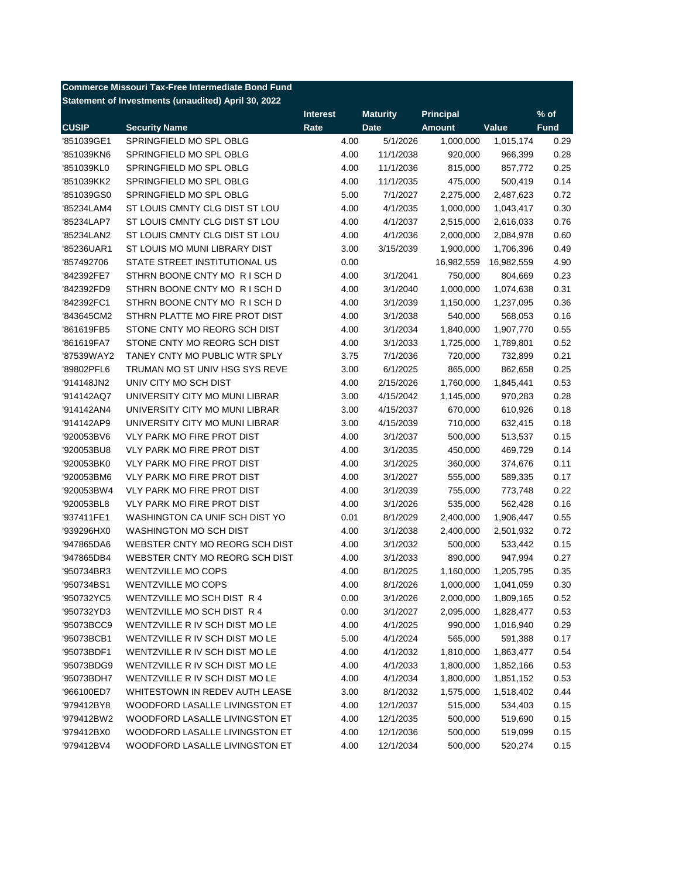**Commerce Missouri Tax-Free Intermediate Bond Fund**

**Statement of Investments (unaudited) April 30, 2022**

| CUSIP | Security Name | Interest Rate | Maturity Date | Principal Amount | Value | % of Fund |
|---|---|---|---|---|---|---|
| '851039GE1 | SPRINGFIELD MO SPL OBLG | 4.00 | 5/1/2026 | 1,000,000 | 1,015,174 | 0.29 |
| '851039KN6 | SPRINGFIELD MO SPL OBLG | 4.00 | 11/1/2038 | 920,000 | 966,399 | 0.28 |
| '851039KL0 | SPRINGFIELD MO SPL OBLG | 4.00 | 11/1/2036 | 815,000 | 857,772 | 0.25 |
| '851039KK2 | SPRINGFIELD MO SPL OBLG | 4.00 | 11/1/2035 | 475,000 | 500,419 | 0.14 |
| '851039GS0 | SPRINGFIELD MO SPL OBLG | 5.00 | 7/1/2027 | 2,275,000 | 2,487,623 | 0.72 |
| '85234LAM4 | ST LOUIS CMNTY CLG DIST ST LOU | 4.00 | 4/1/2035 | 1,000,000 | 1,043,417 | 0.30 |
| '85234LAP7 | ST LOUIS CMNTY CLG DIST ST LOU | 4.00 | 4/1/2037 | 2,515,000 | 2,616,033 | 0.76 |
| '85234LAN2 | ST LOUIS CMNTY CLG DIST ST LOU | 4.00 | 4/1/2036 | 2,000,000 | 2,084,978 | 0.60 |
| '85236UAR1 | ST LOUIS MO MUNI LIBRARY DIST | 3.00 | 3/15/2039 | 1,900,000 | 1,706,396 | 0.49 |
| '857492706 | STATE STREET INSTITUTIONAL US | 0.00 | | 16,982,559 | 16,982,559 | 4.90 |
| '842392FE7 | STHRN BOONE CNTY MO R I SCH D | 4.00 | 3/1/2041 | 750,000 | 804,669 | 0.23 |
| '842392FD9 | STHRN BOONE CNTY MO R I SCH D | 4.00 | 3/1/2040 | 1,000,000 | 1,074,638 | 0.31 |
| '842392FC1 | STHRN BOONE CNTY MO R I SCH D | 4.00 | 3/1/2039 | 1,150,000 | 1,237,095 | 0.36 |
| '843645CM2 | STHRN PLATTE MO FIRE PROT DIST | 4.00 | 3/1/2038 | 540,000 | 568,053 | 0.16 |
| '861619FB5 | STONE CNTY MO REORG SCH DIST | 4.00 | 3/1/2034 | 1,840,000 | 1,907,770 | 0.55 |
| '861619FA7 | STONE CNTY MO REORG SCH DIST | 4.00 | 3/1/2033 | 1,725,000 | 1,789,801 | 0.52 |
| '87539WAY2 | TANEY CNTY MO PUBLIC WTR SPLY | 3.75 | 7/1/2036 | 720,000 | 732,899 | 0.21 |
| '89802PFL6 | TRUMAN MO ST UNIV HSG SYS REVE | 3.00 | 6/1/2025 | 865,000 | 862,658 | 0.25 |
| '914148JN2 | UNIV CITY MO SCH DIST | 4.00 | 2/15/2026 | 1,760,000 | 1,845,441 | 0.53 |
| '914142AQ7 | UNIVERSITY CITY MO MUNI LIBRAR | 3.00 | 4/15/2042 | 1,145,000 | 970,283 | 0.28 |
| '914142AN4 | UNIVERSITY CITY MO MUNI LIBRAR | 3.00 | 4/15/2037 | 670,000 | 610,926 | 0.18 |
| '914142AP9 | UNIVERSITY CITY MO MUNI LIBRAR | 3.00 | 4/15/2039 | 710,000 | 632,415 | 0.18 |
| '920053BV6 | VLY PARK MO FIRE PROT DIST | 4.00 | 3/1/2037 | 500,000 | 513,537 | 0.15 |
| '920053BU8 | VLY PARK MO FIRE PROT DIST | 4.00 | 3/1/2035 | 450,000 | 469,729 | 0.14 |
| '920053BK0 | VLY PARK MO FIRE PROT DIST | 4.00 | 3/1/2025 | 360,000 | 374,676 | 0.11 |
| '920053BM6 | VLY PARK MO FIRE PROT DIST | 4.00 | 3/1/2027 | 555,000 | 589,335 | 0.17 |
| '920053BW4 | VLY PARK MO FIRE PROT DIST | 4.00 | 3/1/2039 | 755,000 | 773,748 | 0.22 |
| '920053BL8 | VLY PARK MO FIRE PROT DIST | 4.00 | 3/1/2026 | 535,000 | 562,428 | 0.16 |
| '937411FE1 | WASHINGTON CA UNIF SCH DIST YO | 0.01 | 8/1/2029 | 2,400,000 | 1,906,447 | 0.55 |
| '939296HX0 | WASHINGTON MO SCH DIST | 4.00 | 3/1/2038 | 2,400,000 | 2,501,932 | 0.72 |
| '947865DA6 | WEBSTER CNTY MO REORG SCH DIST | 4.00 | 3/1/2032 | 500,000 | 533,442 | 0.15 |
| '947865DB4 | WEBSTER CNTY MO REORG SCH DIST | 4.00 | 3/1/2033 | 890,000 | 947,994 | 0.27 |
| '950734BR3 | WENTZVILLE MO COPS | 4.00 | 8/1/2025 | 1,160,000 | 1,205,795 | 0.35 |
| '950734BS1 | WENTZVILLE MO COPS | 4.00 | 8/1/2026 | 1,000,000 | 1,041,059 | 0.30 |
| '950732YC5 | WENTZVILLE MO SCH DIST R 4 | 0.00 | 3/1/2026 | 2,000,000 | 1,809,165 | 0.52 |
| '950732YD3 | WENTZVILLE MO SCH DIST R 4 | 0.00 | 3/1/2027 | 2,095,000 | 1,828,477 | 0.53 |
| '95073BCC9 | WENTZVILLE R IV SCH DIST MO LE | 4.00 | 4/1/2025 | 990,000 | 1,016,940 | 0.29 |
| '95073BCB1 | WENTZVILLE R IV SCH DIST MO LE | 5.00 | 4/1/2024 | 565,000 | 591,388 | 0.17 |
| '95073BDF1 | WENTZVILLE R IV SCH DIST MO LE | 4.00 | 4/1/2032 | 1,810,000 | 1,863,477 | 0.54 |
| '95073BDG9 | WENTZVILLE R IV SCH DIST MO LE | 4.00 | 4/1/2033 | 1,800,000 | 1,852,166 | 0.53 |
| '95073BDH7 | WENTZVILLE R IV SCH DIST MO LE | 4.00 | 4/1/2034 | 1,800,000 | 1,851,152 | 0.53 |
| '966100ED7 | WHITESTOWN IN REDEV AUTH LEASE | 3.00 | 8/1/2032 | 1,575,000 | 1,518,402 | 0.44 |
| '979412BY8 | WOODFORD LASALLE LIVINGSTON ET | 4.00 | 12/1/2037 | 515,000 | 534,403 | 0.15 |
| '979412BW2 | WOODFORD LASALLE LIVINGSTON ET | 4.00 | 12/1/2035 | 500,000 | 519,690 | 0.15 |
| '979412BX0 | WOODFORD LASALLE LIVINGSTON ET | 4.00 | 12/1/2036 | 500,000 | 519,099 | 0.15 |
| '979412BV4 | WOODFORD LASALLE LIVINGSTON ET | 4.00 | 12/1/2034 | 500,000 | 520,274 | 0.15 |